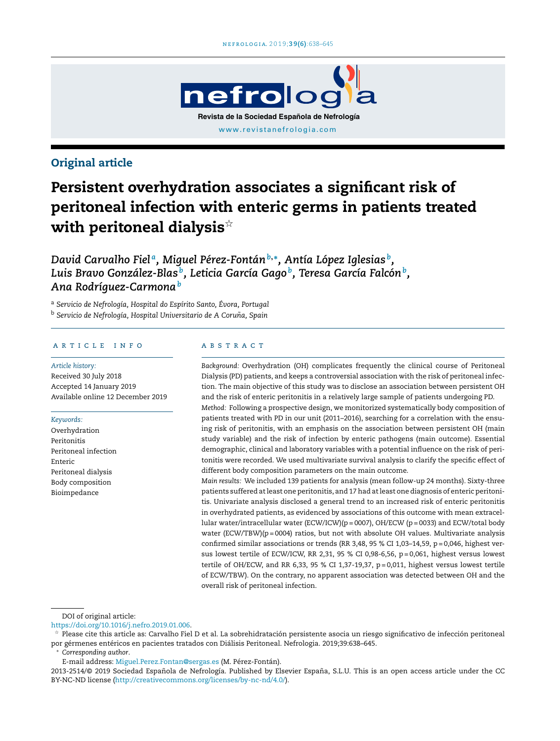## Original article

# Persistent overhydration associates a significant risk of peritoneal infection with enteric germs in patients treated with peritoneal dialysis☆

*David Carvalho Fiel*[a], *Miguel Pérez-Fontán*[b,*], *Antía López Iglesias*[b], *Luis Bravo González-Blas*[b], *Leticia García Gago*[b], *Teresa García Falcón*[b], *Ana Rodríguez-Carmona*[b]

[a] *Servicio de Nefrología, Hospital do Espírito Santo, Évora, Portugal*

[b] *Servicio de Nefrología, Hospital Universitario de A Coruña, Spain*

### ARTICLE INFO

*Article history:*
Received 30 July 2018
Accepted 14 January 2019
Available online 12 December 2019

*Keywords:*
Overhydration
Peritonitis
Peritoneal infection
Enteric
Peritoneal dialysis
Body composition
Bioimpedance

### ABSTRACT

*Background:* Overhydration (OH) complicates frequently the clinical course of Peritoneal Dialysis (PD) patients, and keeps a controversial association with the risk of peritoneal infection. The main objective of this study was to disclose an association between persistent OH and the risk of enteric peritonitis in a relatively large sample of patients undergoing PD.

*Method:* Following a prospective design, we monitorized systematically body composition of patients treated with PD in our unit (2011–2016), searching for a correlation with the ensuing risk of peritonitis, with an emphasis on the association between persistent OH (main study variable) and the risk of infection by enteric pathogens (main outcome). Essential demographic, clinical and laboratory variables with a potential influence on the risk of peritonitis were recorded. We used multivariate survival analysis to clarify the specific effect of different body composition parameters on the main outcome.

*Main results:* We included 139 patients for analysis (mean follow-up 24 months). Sixty-three patients suffered at least one peritonitis, and 17 had at least one diagnosis of enteric peritonitis. Univariate analysis disclosed a general trend to an increased risk of enteric peritonitis in overhydrated patients, as evidenced by associations of this outcome with mean extracellular water/intracellular water (ECW/ICW)(p = 0007), OH/ECW (p = 0033) and ECW/total body water (ECW/TBW)(p = 0004) ratios, but not with absolute OH values. Multivariate analysis confirmed similar associations or trends (RR 3,48, 95 % CI 1,03–14,59, p = 0,046, highest versus lowest tertile of ECW/ICW, RR 2,31, 95 % CI 0,98-6,56, p = 0,061, highest versus lowest tertile of OH/ECW, and RR 6,33, 95 % CI 1,37-19,37, p = 0,011, highest versus lowest tertile of ECW/TBW). On the contrary, no apparent association was detected between OH and the overall risk of peritoneal infection.

DOI of original article:
https://doi.org/10.1016/j.nefro.2019.01.006.

☆ Please cite this article as: Carvalho Fiel D et al. La sobrehidratación persistente asocia un riesgo significativo de infección peritoneal por gérmenes entéricos en pacientes tratados con Diálisis Peritoneal. Nefrologia. 2019;39:638–645.

\* *Corresponding author.*

E-mail address: Miguel.Perez.Fontan@sergas.es (M. Pérez-Fontán).

2013-2514/© 2019 Sociedad Española de Nefrología. Published by Elsevier España, S.L.U. This is an open access article under the CC BY-NC-ND license (http://creativecommons.org/licenses/by-nc-nd/4.0/).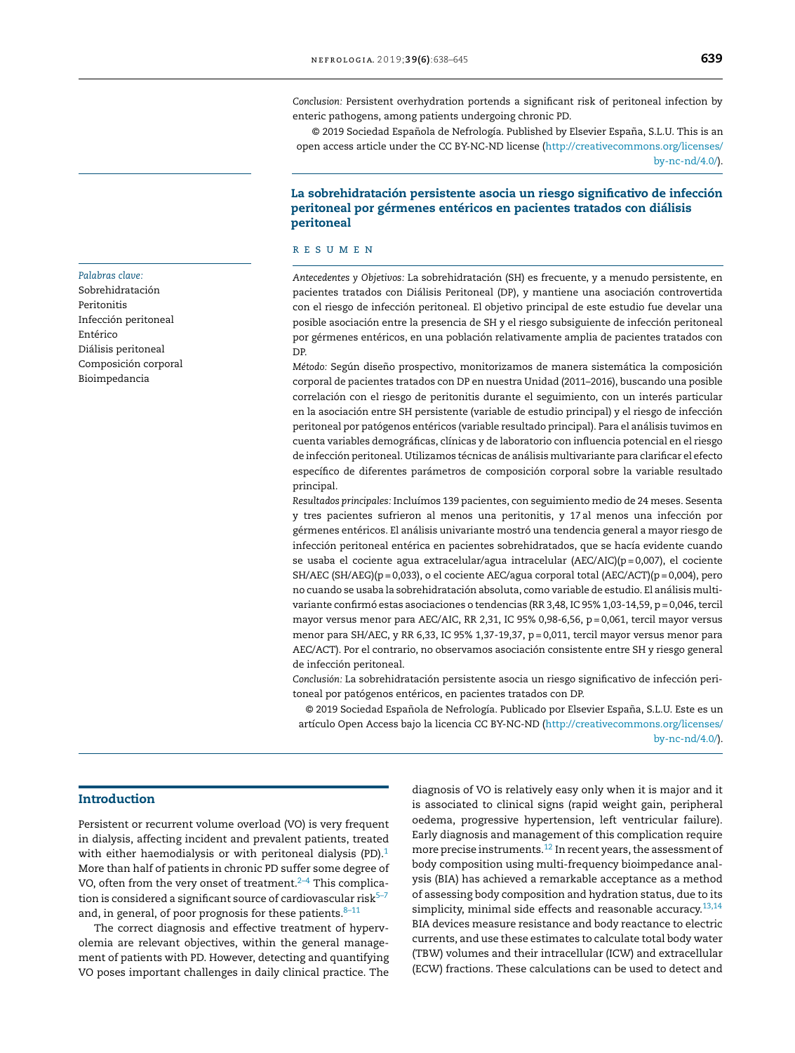*Conclusion:* Persistent overhydration portends a significant risk of peritoneal infection by enteric pathogens, among patients undergoing chronic PD.

© 2019 Sociedad Española de Nefrología. Published by Elsevier España, S.L.U. This is an open access article under the CC BY-NC-ND license (http://creativecommons.org/licenses/by-nc-nd/4.0/).

## La sobrehidratación persistente asocia un riesgo significativo de infección peritoneal por gérmenes entéricos en pacientes tratados con diálisis peritoneal

*Palabras clave:*
Sobrehidratación
Peritonitis
Infección peritoneal
Entérico
Diálisis peritoneal
Composición corporal
Bioimpedancia

### RESUMEN

*Antecedentes y Objetivos:* La sobrehidratación (SH) es frecuente, y a menudo persistente, en pacientes tratados con Diálisis Peritoneal (DP), y mantiene una asociación controvertida con el riesgo de infección peritoneal. El objetivo principal de este estudio fue develar una posible asociación entre la presencia de SH y el riesgo subsiguiente de infección peritoneal por gérmenes entéricos, en una población relativamente amplia de pacientes tratados con DP.

*Método:* Según diseño prospectivo, monitorizamos de manera sistemática la composición corporal de pacientes tratados con DP en nuestra Unidad (2011–2016), buscando una posible correlación con el riesgo de peritonitis durante el seguimiento, con un interés particular en la asociación entre SH persistente (variable de estudio principal) y el riesgo de infección peritoneal por patógenos entéricos (variable resultado principal). Para el análisis tuvimos en cuenta variables demográficas, clínicas y de laboratorio con influencia potencial en el riesgo de infección peritoneal. Utilizamos técnicas de análisis multivariante para clarificar el efecto específico de diferentes parámetros de composición corporal sobre la variable resultado principal.

*Resultados principales:* Incluímos 139 pacientes, con seguimiento medio de 24 meses. Sesenta y tres pacientes sufrieron al menos una peritonitis, y 17 al menos una infección por gérmenes entéricos. El análisis univariante mostró una tendencia general a mayor riesgo de infección peritoneal entérica en pacientes sobrehidratados, que se hacía evidente cuando se usaba el cociente agua extracelular/agua intracelular (AEC/AIC)($p = 0{,}007$), el cociente SH/AEC (SH/AEG)($p = 0{,}033$), o el cociente AEC/agua corporal total (AEC/ACT)($p = 0{,}004$), pero no cuando se usaba la sobrehidratación absoluta, como variable de estudio. El análisis multivariante confirmó estas asociaciones o tendencias (RR 3,48, IC 95% 1,03-14,59, $p = 0{,}046$, tercil mayor versus menor para AEC/AIC, RR 2,31, IC 95% 0,98-6,56, $p = 0{,}061$, tercil mayor versus menor para SH/AEC, y RR 6,33, IC 95% 1,37-19,37, $p = 0{,}011$, tercil mayor versus menor para AEC/ACT). Por el contrario, no observamos asociación consistente entre SH y riesgo general de infección peritoneal.

*Conclusión:* La sobrehidratación persistente asocia un riesgo significativo de infección peritoneal por patógenos entéricos, en pacientes tratados con DP.

© 2019 Sociedad Española de Nefrología. Publicado por Elsevier España, S.L.U. Este es un artículo Open Access bajo la licencia CC BY-NC-ND (http://creativecommons.org/licenses/by-nc-nd/4.0/).

## Introduction

Persistent or recurrent volume overload (VO) is very frequent in dialysis, affecting incident and prevalent patients, treated with either haemodialysis or with peritoneal dialysis (PD).[1] More than half of patients in chronic PD suffer some degree of VO, often from the very onset of treatment.[2–4] This complication is considered a significant source of cardiovascular risk[5–7] and, in general, of poor prognosis for these patients.[8–11]

The correct diagnosis and effective treatment of hypervolemia are relevant objectives, within the general management of patients with PD. However, detecting and quantifying VO poses important challenges in daily clinical practice. The diagnosis of VO is relatively easy only when it is major and it is associated to clinical signs (rapid weight gain, peripheral oedema, progressive hypertension, left ventricular failure). Early diagnosis and management of this complication require more precise instruments.[12] In recent years, the assessment of body composition using multi-frequency bioimpedance analysis (BIA) has achieved a remarkable acceptance as a method of assessing body composition and hydration status, due to its simplicity, minimal side effects and reasonable accuracy.[13,14] BIA devices measure resistance and body reactance to electric currents, and use these estimates to calculate total body water (TBW) volumes and their intracellular (ICW) and extracellular (ECW) fractions. These calculations can be used to detect and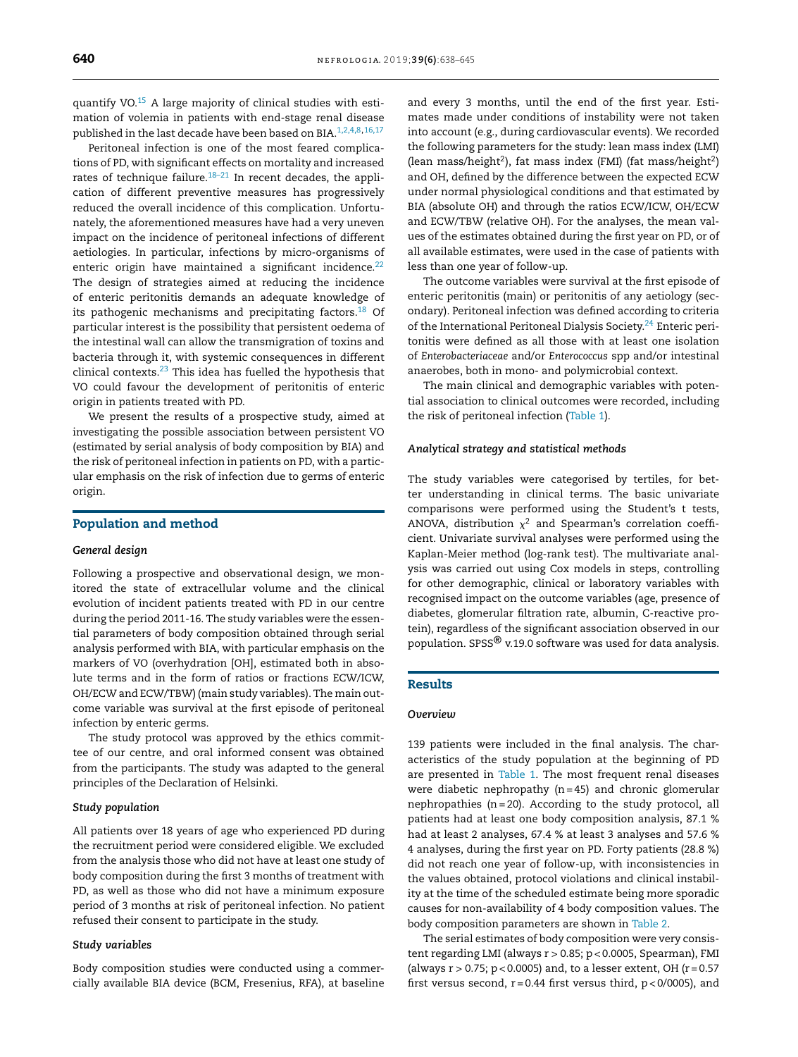quantify VO.[15] A large majority of clinical studies with estimation of volemia in patients with end-stage renal disease published in the last decade have been based on BIA.[1,2,4,8,16,17]

Peritoneal infection is one of the most feared complications of PD, with significant effects on mortality and increased rates of technique failure.[18–21] In recent decades, the application of different preventive measures has progressively reduced the overall incidence of this complication. Unfortunately, the aforementioned measures have had a very uneven impact on the incidence of peritoneal infections of different aetiologies. In particular, infections by micro-organisms of enteric origin have maintained a significant incidence.[22] The design of strategies aimed at reducing the incidence of enteric peritonitis demands an adequate knowledge of its pathogenic mechanisms and precipitating factors.[18] Of particular interest is the possibility that persistent oedema of the intestinal wall can allow the transmigration of toxins and bacteria through it, with systemic consequences in different clinical contexts.[23] This idea has fuelled the hypothesis that VO could favour the development of peritonitis of enteric origin in patients treated with PD.

We present the results of a prospective study, aimed at investigating the possible association between persistent VO (estimated by serial analysis of body composition by BIA) and the risk of peritoneal infection in patients on PD, with a particular emphasis on the risk of infection due to germs of enteric origin.

## Population and method

### General design

Following a prospective and observational design, we monitored the state of extracellular volume and the clinical evolution of incident patients treated with PD in our centre during the period 2011-16. The study variables were the essential parameters of body composition obtained through serial analysis performed with BIA, with particular emphasis on the markers of VO (overhydration [OH], estimated both in absolute terms and in the form of ratios or fractions ECW/ICW, OH/ECW and ECW/TBW) (main study variables). The main outcome variable was survival at the first episode of peritoneal infection by enteric germs.

The study protocol was approved by the ethics committee of our centre, and oral informed consent was obtained from the participants. The study was adapted to the general principles of the Declaration of Helsinki.

### Study population

All patients over 18 years of age who experienced PD during the recruitment period were considered eligible. We excluded from the analysis those who did not have at least one study of body composition during the first 3 months of treatment with PD, as well as those who did not have a minimum exposure period of 3 months at risk of peritoneal infection. No patient refused their consent to participate in the study.

### Study variables

Body composition studies were conducted using a commercially available BIA device (BCM, Fresenius, RFA), at baseline and every 3 months, until the end of the first year. Estimates made under conditions of instability were not taken into account (e.g., during cardiovascular events). We recorded the following parameters for the study: lean mass index (LMI) (lean mass/height$^2$), fat mass index (FMI) (fat mass/height$^2$) and OH, defined by the difference between the expected ECW under normal physiological conditions and that estimated by BIA (absolute OH) and through the ratios ECW/ICW, OH/ECW and ECW/TBW (relative OH). For the analyses, the mean values of the estimates obtained during the first year on PD, or of all available estimates, were used in the case of patients with less than one year of follow-up.

The outcome variables were survival at the first episode of enteric peritonitis (main) or peritonitis of any aetiology (secondary). Peritoneal infection was defined according to criteria of the International Peritoneal Dialysis Society.[24] Enteric peritonitis were defined as all those with at least one isolation of *Enterobacteriaceae* and/or *Enterococcus* spp and/or intestinal anaerobes, both in mono- and polymicrobial context.

The main clinical and demographic variables with potential association to clinical outcomes were recorded, including the risk of peritoneal infection (Table 1).

### Analytical strategy and statistical methods

The study variables were categorised by tertiles, for better understanding in clinical terms. The basic univariate comparisons were performed using the Student's t tests, ANOVA, distribution $\chi^2$ and Spearman's correlation coefficient. Univariate survival analyses were performed using the Kaplan-Meier method (log-rank test). The multivariate analysis was carried out using Cox models in steps, controlling for other demographic, clinical or laboratory variables with recognised impact on the outcome variables (age, presence of diabetes, glomerular filtration rate, albumin, C-reactive protein), regardless of the significant association observed in our population. SPSS® v.19.0 software was used for data analysis.

## Results

### Overview

139 patients were included in the final analysis. The characteristics of the study population at the beginning of PD are presented in Table 1. The most frequent renal diseases were diabetic nephropathy (n = 45) and chronic glomerular nephropathies (n = 20). According to the study protocol, all patients had at least one body composition analysis, 87.1 % had at least 2 analyses, 67.4 % at least 3 analyses and 57.6 % 4 analyses, during the first year on PD. Forty patients (28.8 %) did not reach one year of follow-up, with inconsistencies in the values obtained, protocol violations and clinical instability at the time of the scheduled estimate being more sporadic causes for non-availability of 4 body composition values. The body composition parameters are shown in Table 2.

The serial estimates of body composition were very consistent regarding LMI (always $r > 0.85$; $p < 0.0005$, Spearman), FMI (always $r > 0.75$; $p < 0.0005$) and, to a lesser extent, OH ($r = 0.57$ first versus second, $r = 0.44$ first versus third, $p < 0/0005$), and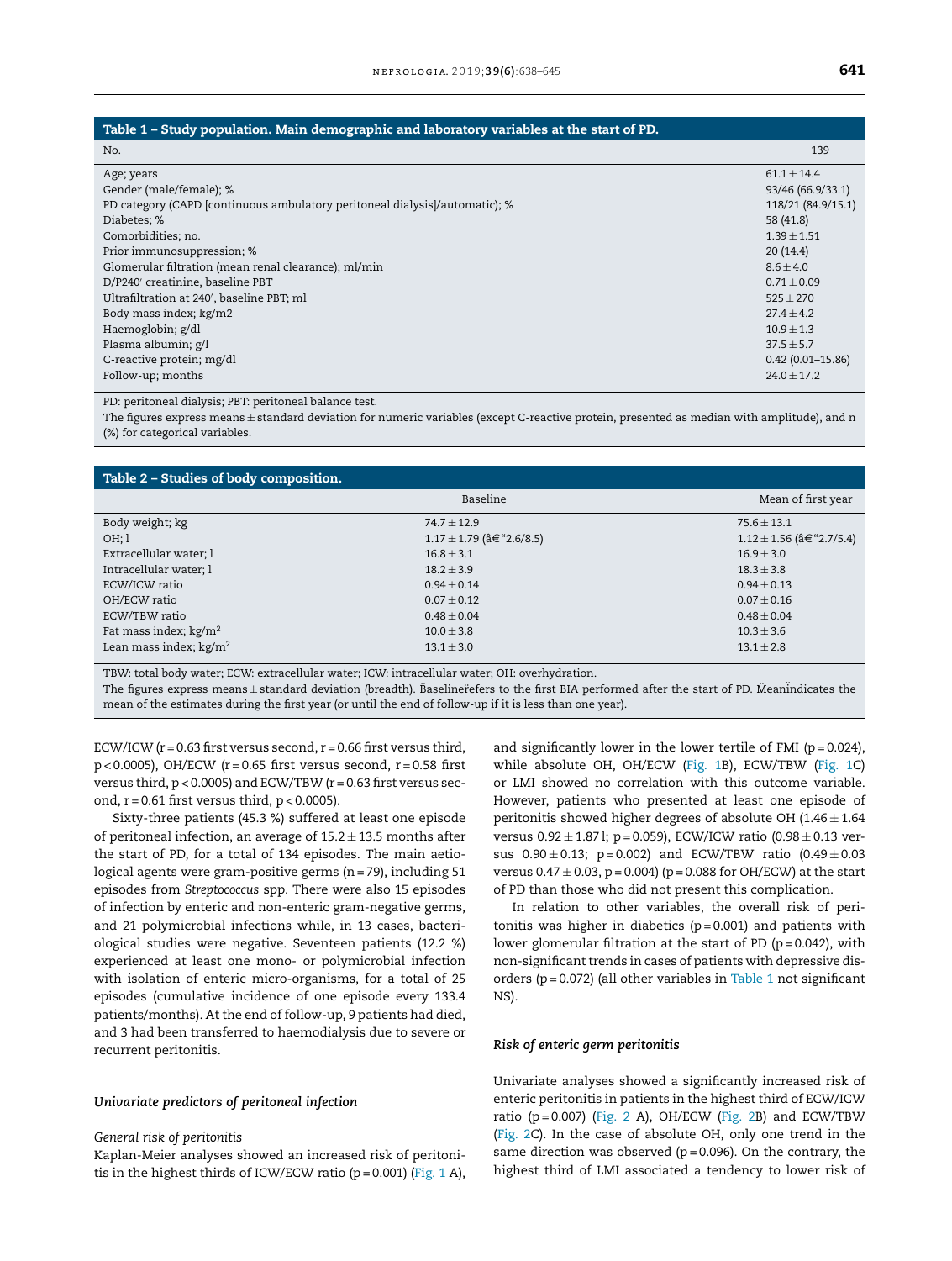**Table 1 – Study population. Main demographic and laboratory variables at the start of PD.**

| No. | 139 |
|---|---|
| Age; years | 61.1 ± 14.4 |
| Gender (male/female); % | 93/46 (66.9/33.1) |
| PD category (CAPD [continuous ambulatory peritoneal dialysis]/automatic); % | 118/21 (84.9/15.1) |
| Diabetes; % | 58 (41.8) |
| Comorbidities; no. | 1.39 ± 1.51 |
| Prior immunosuppression; % | 20 (14.4) |
| Glomerular filtration (mean renal clearance); ml/min | 8.6 ± 4.0 |
| D/P240′ creatinine, baseline PBT | 0.71 ± 0.09 |
| Ultrafiltration at 240′, baseline PBT; ml | 525 ± 270 |
| Body mass index; kg/m2 | 27.4 ± 4.2 |
| Haemoglobin; g/dl | 10.9 ± 1.3 |
| Plasma albumin; g/l | 37.5 ± 5.7 |
| C-reactive protein; mg/dl | 0.42 (0.01–15.86) |
| Follow-up; months | 24.0 ± 17.2 |

PD: peritoneal dialysis; PBT: peritoneal balance test.
The figures express means ± standard deviation for numeric variables (except C-reactive protein, presented as median with amplitude), and n (%) for categorical variables.

**Table 2 – Studies of body composition.**

| | Baseline | Mean of first year |
|---|---|---|
| Body weight; kg | 74.7 ± 12.9 | 75.6 ± 13.1 |
| OH; l | 1.17 ± 1.79 (â€“2.6/8.5) | 1.12 ± 1.56 (â€“2.7/5.4) |
| Extracellular water; l | 16.8 ± 3.1 | 16.9 ± 3.0 |
| Intracellular water; l | 18.2 ± 3.9 | 18.3 ± 3.8 |
| ECW/ICW ratio | 0.94 ± 0.14 | 0.94 ± 0.13 |
| OH/ECW ratio | 0.07 ± 0.12 | 0.07 ± 0.16 |
| ECW/TBW ratio | 0.48 ± 0.04 | 0.48 ± 0.04 |
| Fat mass index; kg/m$^2$ | 10.0 ± 3.8 | 10.3 ± 3.6 |
| Lean mass index; kg/m$^2$ | 13.1 ± 3.0 | 13.1 ± 2.8 |

TBW: total body water; ECW: extracellular water; ICW: intracellular water; OH: overhydration.
The figures express means ± standard deviation (breadth). Ëaselineёefers to the first BIA performed after the start of PD. Ëeanїndicates the mean of the estimates during the first year (or until the end of follow-up if it is less than one year).

ECW/ICW (r = 0.63 first versus second, r = 0.66 first versus third, p < 0.0005), OH/ECW (r = 0.65 first versus second, r = 0.58 first versus third, p < 0.0005) and ECW/TBW (r = 0.63 first versus second, r = 0.61 first versus third, p < 0.0005).

Sixty-three patients (45.3 %) suffered at least one episode of peritoneal infection, an average of 15.2 ± 13.5 months after the start of PD, for a total of 134 episodes. The main aetiological agents were gram-positive germs (n = 79), including 51 episodes from *Streptococcus* spp. There were also 15 episodes of infection by enteric and non-enteric gram-negative germs, and 21 polymicrobial infections while, in 13 cases, bacteriological studies were negative. Seventeen patients (12.2 %) experienced at least one mono- or polymicrobial infection with isolation of enteric micro-organisms, for a total of 25 episodes (cumulative incidence of one episode every 133.4 patients/months). At the end of follow-up, 9 patients had died, and 3 had been transferred to haemodialysis due to severe or recurrent peritonitis.

### *Univariate predictors of peritoneal infection*

#### *General risk of peritonitis*

Kaplan-Meier analyses showed an increased risk of peritonitis in the highest thirds of ICW/ECW ratio (p = 0.001) (Fig. 1 A), and significantly lower in the lower tertile of FMI (p = 0.024), while absolute OH, OH/ECW (Fig. 1B), ECW/TBW (Fig. 1C) or LMI showed no correlation with this outcome variable. However, patients who presented at least one episode of peritonitis showed higher degrees of absolute OH (1.46 ± 1.64 versus 0.92 ± 1.87 l; p = 0.059), ECW/ICW ratio (0.98 ± 0.13 versus 0.90 ± 0.13; p = 0.002) and ECW/TBW ratio (0.49 ± 0.03 versus 0.47 ± 0.03, p = 0.004) (p = 0.088 for OH/ECW) at the start of PD than those who did not present this complication.

In relation to other variables, the overall risk of peritonitis was higher in diabetics (p = 0.001) and patients with lower glomerular filtration at the start of PD (p = 0.042), with non-significant trends in cases of patients with depressive disorders (p = 0.072) (all other variables in Table 1 not significant NS).

### *Risk of enteric germ peritonitis*

Univariate analyses showed a significantly increased risk of enteric peritonitis in patients in the highest third of ECW/ICW ratio (p = 0.007) (Fig. 2 A), OH/ECW (Fig. 2B) and ECW/TBW (Fig. 2C). In the case of absolute OH, only one trend in the same direction was observed (p = 0.096). On the contrary, the highest third of LMI associated a tendency to lower risk of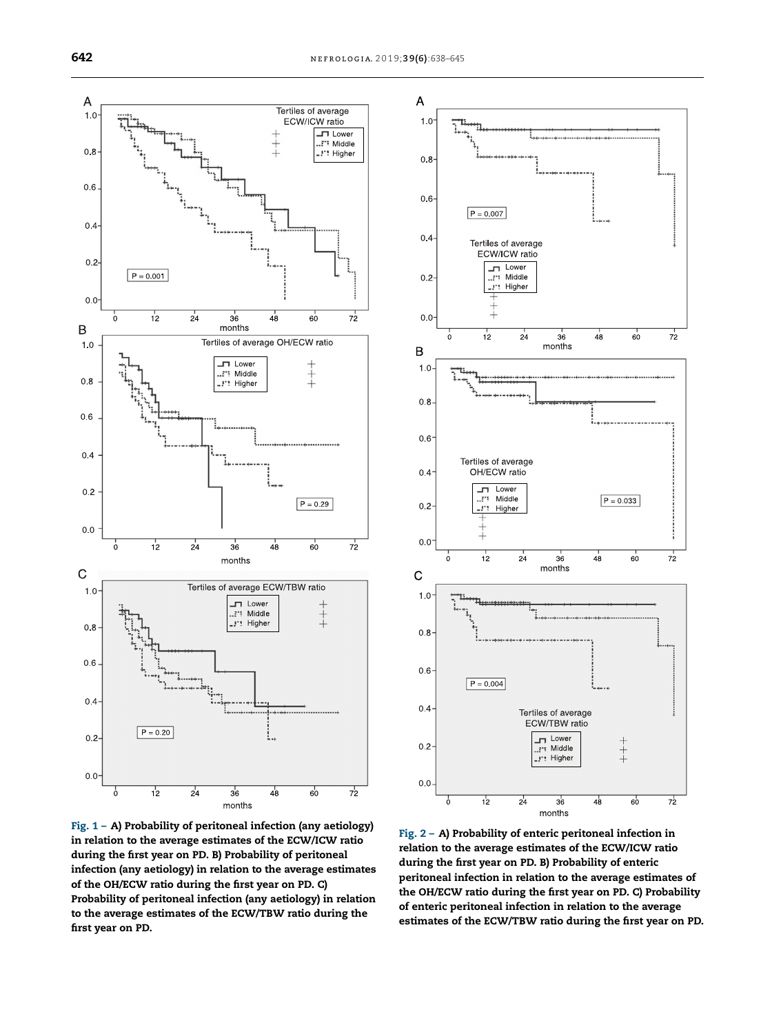Fig. 1 – A) Probability of peritoneal infection (any aetiology) in relation to the average estimates of the ECW/ICW ratio during the first year on PD. B) Probability of peritoneal infection (any aetiology) in relation to the average estimates of the OH/ECW ratio during the first year on PD. C) Probability of peritoneal infection (any aetiology) in relation to the average estimates of the ECW/TBW ratio during the first year on PD.

Fig. 2 – A) Probability of enteric peritoneal infection in relation to the average estimates of the ECW/ICW ratio during the first year on PD. B) Probability of enteric peritoneal infection in relation to the average estimates of the OH/ECW ratio during the first year on PD. C) Probability of enteric peritoneal infection in relation to the average estimates of the ECW/TBW ratio during the first year on PD.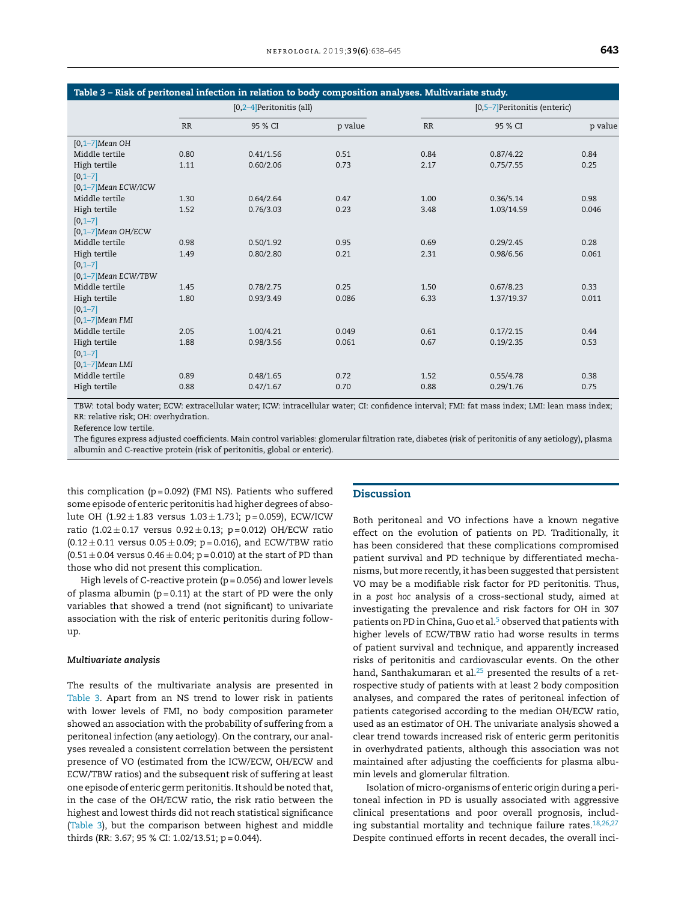**Table 3 – Risk of peritoneal infection in relation to body composition analyses. Multivariate study.**

| | [0,2–4]Peritonitis (all) | | | [0,5–7]Peritonitis (enteric) | | |
|---|---|---|---|---|---|---|
| | RR | 95 % CI | p value | RR | 95 % CI | p value |
| [0,1–7]*Mean OH* | | | | | | |
| Middle tertile | 0.80 | 0.41/1.56 | 0.51 | 0.84 | 0.87/4.22 | 0.84 |
| High tertile | 1.11 | 0.60/2.06 | 0.73 | 2.17 | 0.75/7.55 | 0.25 |
| [0,1–7] | | | | | | |
| [0,1–7]*Mean ECW/ICW* | | | | | | |
| Middle tertile | 1.30 | 0.64/2.64 | 0.47 | 1.00 | 0.36/5.14 | 0.98 |
| High tertile | 1.52 | 0.76/3.03 | 0.23 | 3.48 | 1.03/14.59 | 0.046 |
| [0,1–7] | | | | | | |
| [0,1–7]*Mean OH/ECW* | | | | | | |
| Middle tertile | 0.98 | 0.50/1.92 | 0.95 | 0.69 | 0.29/2.45 | 0.28 |
| High tertile | 1.49 | 0.80/2.80 | 0.21 | 2.31 | 0.98/6.56 | 0.061 |
| [0,1–7] | | | | | | |
| [0,1–7]*Mean ECW/TBW* | | | | | | |
| Middle tertile | 1.45 | 0.78/2.75 | 0.25 | 1.50 | 0.67/8.23 | 0.33 |
| High tertile | 1.80 | 0.93/3.49 | 0.086 | 6.33 | 1.37/19.37 | 0.011 |
| [0,1–7] | | | | | | |
| [0,1–7]*Mean FMI* | | | | | | |
| Middle tertile | 2.05 | 1.00/4.21 | 0.049 | 0.61 | 0.17/2.15 | 0.44 |
| High tertile | 1.88 | 0.98/3.56 | 0.061 | 0.67 | 0.19/2.35 | 0.53 |
| [0,1–7] | | | | | | |
| [0,1–7]*Mean LMI* | | | | | | |
| Middle tertile | 0.89 | 0.48/1.65 | 0.72 | 1.52 | 0.55/4.78 | 0.38 |
| High tertile | 0.88 | 0.47/1.67 | 0.70 | 0.88 | 0.29/1.76 | 0.75 |

TBW: total body water; ECW: extracellular water; ICW: intracellular water; CI: confidence interval; FMI: fat mass index; LMI: lean mass index; RR: relative risk; OH: overhydration.

Reference low tertile.

The figures express adjusted coefficients. Main control variables: glomerular filtration rate, diabetes (risk of peritonitis of any aetiology), plasma albumin and C-reactive protein (risk of peritonitis, global or enteric).

this complication (p = 0.092) (FMI NS). Patients who suffered some episode of enteric peritonitis had higher degrees of absolute OH (1.92 ± 1.83 versus 1.03 ± 1.73 l; p = 0.059), ECW/ICW ratio (1.02 ± 0.17 versus 0.92 ± 0.13; p = 0.012) OH/ECW ratio (0.12 ± 0.11 versus 0.05 ± 0.09; p = 0.016), and ECW/TBW ratio (0.51 ± 0.04 versus 0.46 ± 0.04; p = 0.010) at the start of PD than those who did not present this complication.

High levels of C-reactive protein (p = 0.056) and lower levels of plasma albumin (p = 0.11) at the start of PD were the only variables that showed a trend (not significant) to univariate association with the risk of enteric peritonitis during follow-up.

### *Multivariate analysis*

The results of the multivariate analysis are presented in Table 3. Apart from an NS trend to lower risk in patients with lower levels of FMI, no body composition parameter showed an association with the probability of suffering from a peritoneal infection (any aetiology). On the contrary, our analyses revealed a consistent correlation between the persistent presence of VO (estimated from the ICW/ECW, OH/ECW and ECW/TBW ratios) and the subsequent risk of suffering at least one episode of enteric germ peritonitis. It should be noted that, in the case of the OH/ECW ratio, the risk ratio between the highest and lowest thirds did not reach statistical significance (Table 3), but the comparison between highest and middle thirds (RR: 3.67; 95 % CI: 1.02/13.51; p = 0.044).

## Discussion

Both peritoneal and VO infections have a known negative effect on the evolution of patients on PD. Traditionally, it has been considered that these complications compromised patient survival and PD technique by differentiated mechanisms, but more recently, it has been suggested that persistent VO may be a modifiable risk factor for PD peritonitis. Thus, in a *post hoc* analysis of a cross-sectional study, aimed at investigating the prevalence and risk factors for OH in 307 patients on PD in China, Guo et al.[5] observed that patients with higher levels of ECW/TBW ratio had worse results in terms of patient survival and technique, and apparently increased risks of peritonitis and cardiovascular events. On the other hand, Santhakumaran et al.[25] presented the results of a retrospective study of patients with at least 2 body composition analyses, and compared the rates of peritoneal infection of patients categorised according to the median OH/ECW ratio, used as an estimator of OH. The univariate analysis showed a clear trend towards increased risk of enteric germ peritonitis in overhydrated patients, although this association was not maintained after adjusting the coefficients for plasma albumin levels and glomerular filtration.

Isolation of micro-organisms of enteric origin during a peritoneal infection in PD is usually associated with aggressive clinical presentations and poor overall prognosis, including substantial mortality and technique failure rates.[18,26,27] Despite continued efforts in recent decades, the overall inci-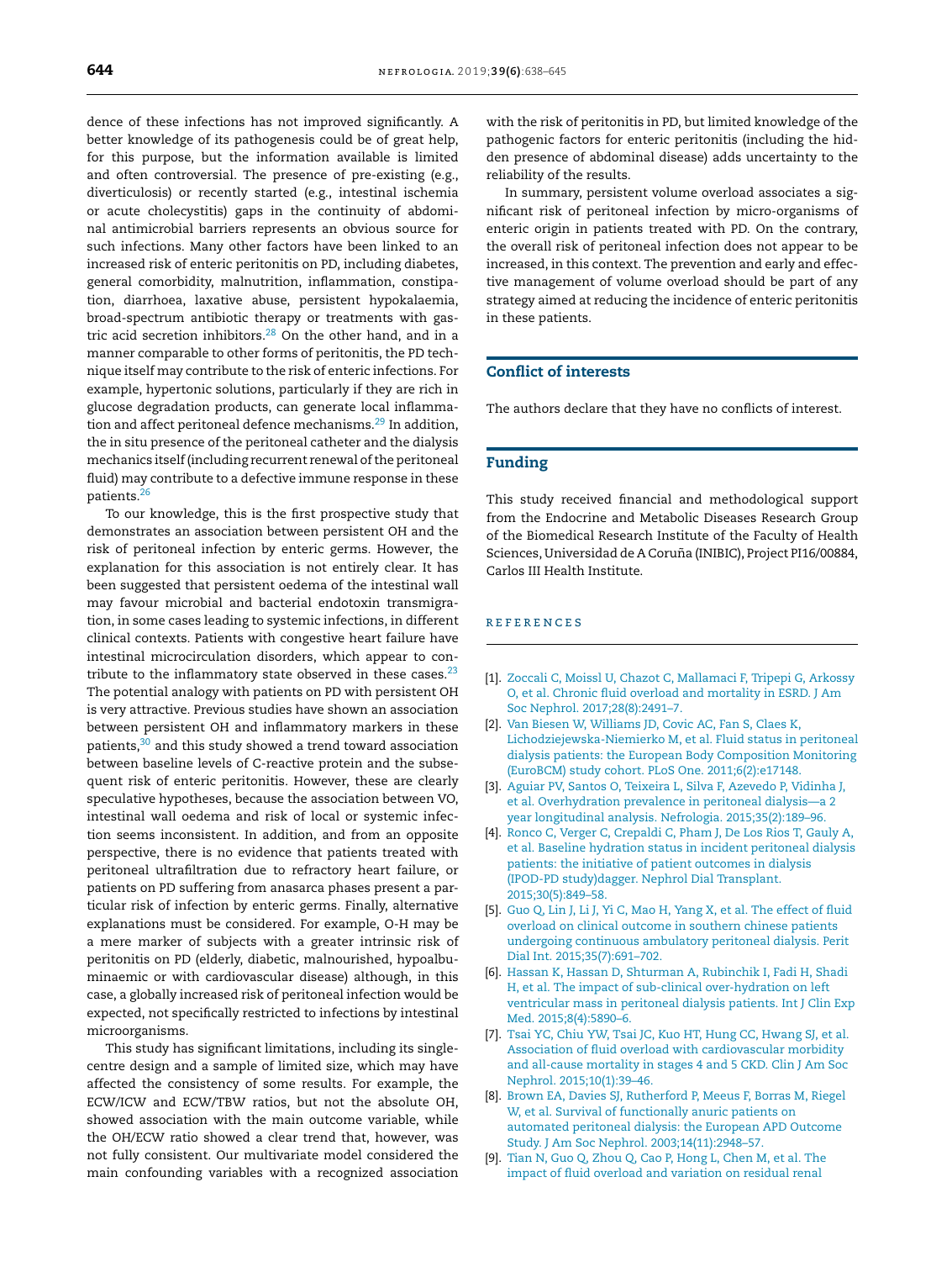dence of these infections has not improved significantly. A better knowledge of its pathogenesis could be of great help, for this purpose, but the information available is limited and often controversial. The presence of pre-existing (e.g., diverticulosis) or recently started (e.g., intestinal ischemia or acute cholecystitis) gaps in the continuity of abdominal antimicrobial barriers represents an obvious source for such infections. Many other factors have been linked to an increased risk of enteric peritonitis on PD, including diabetes, general comorbidity, malnutrition, inflammation, constipation, diarrhoea, laxative abuse, persistent hypokalaemia, broad-spectrum antibiotic therapy or treatments with gastric acid secretion inhibitors.[28] On the other hand, and in a manner comparable to other forms of peritonitis, the PD technique itself may contribute to the risk of enteric infections. For example, hypertonic solutions, particularly if they are rich in glucose degradation products, can generate local inflammation and affect peritoneal defence mechanisms.[29] In addition, the in situ presence of the peritoneal catheter and the dialysis mechanics itself (including recurrent renewal of the peritoneal fluid) may contribute to a defective immune response in these patients.[26]

To our knowledge, this is the first prospective study that demonstrates an association between persistent OH and the risk of peritoneal infection by enteric germs. However, the explanation for this association is not entirely clear. It has been suggested that persistent oedema of the intestinal wall may favour microbial and bacterial endotoxin transmigration, in some cases leading to systemic infections, in different clinical contexts. Patients with congestive heart failure have intestinal microcirculation disorders, which appear to contribute to the inflammatory state observed in these cases.[23] The potential analogy with patients on PD with persistent OH is very attractive. Previous studies have shown an association between persistent OH and inflammatory markers in these patients,[30] and this study showed a trend toward association between baseline levels of C-reactive protein and the subsequent risk of enteric peritonitis. However, these are clearly speculative hypotheses, because the association between VO, intestinal wall oedema and risk of local or systemic infection seems inconsistent. In addition, and from an opposite perspective, there is no evidence that patients treated with peritoneal ultrafiltration due to refractory heart failure, or patients on PD suffering from anasarca phases present a particular risk of infection by enteric germs. Finally, alternative explanations must be considered. For example, O-H may be a mere marker of subjects with a greater intrinsic risk of peritonitis on PD (elderly, diabetic, malnourished, hypoalbuminaemic or with cardiovascular disease) although, in this case, a globally increased risk of peritoneal infection would be expected, not specifically restricted to infections by intestinal microorganisms.

This study has significant limitations, including its single-centre design and a sample of limited size, which may have affected the consistency of some results. For example, the ECW/ICW and ECW/TBW ratios, but not the absolute OH, showed association with the main outcome variable, while the OH/ECW ratio showed a clear trend that, however, was not fully consistent. Our multivariate model considered the main confounding variables with a recognized association with the risk of peritonitis in PD, but limited knowledge of the pathogenic factors for enteric peritonitis (including the hidden presence of abdominal disease) adds uncertainty to the reliability of the results.

In summary, persistent volume overload associates a significant risk of peritoneal infection by micro-organisms of enteric origin in patients treated with PD. On the contrary, the overall risk of peritoneal infection does not appear to be increased, in this context. The prevention and early and effective management of volume overload should be part of any strategy aimed at reducing the incidence of enteric peritonitis in these patients.

## Conflict of interests

The authors declare that they have no conflicts of interest.

## Funding

This study received financial and methodological support from the Endocrine and Metabolic Diseases Research Group of the Biomedical Research Institute of the Faculty of Health Sciences, Universidad de A Coruña (INIBIC), Project PI16/00884, Carlos III Health Institute.

## REFERENCES

[1]. Zoccali C, Moissl U, Chazot C, Mallamaci F, Tripepi G, Arkossy O, et al. Chronic fluid overload and mortality in ESRD. J Am Soc Nephrol. 2017;28(8):2491–7.

[2]. Van Biesen W, Williams JD, Covic AC, Fan S, Claes K, Lichodziejewska-Niemierko M, et al. Fluid status in peritoneal dialysis patients: the European Body Composition Monitoring (EuroBCM) study cohort. PLoS One. 2011;6(2):e17148.

[3]. Aguiar PV, Santos O, Teixeira L, Silva F, Azevedo P, Vidinha J, et al. Overhydration prevalence in peritoneal dialysis—a 2 year longitudinal analysis. Nefrologia. 2015;35(2):189–96.

[4]. Ronco C, Verger C, Crepaldi C, Pham J, De Los Rios T, Gauly A, et al. Baseline hydration status in incident peritoneal dialysis patients: the initiative of patient outcomes in dialysis (IPOD-PD study)dagger. Nephrol Dial Transplant. 2015;30(5):849–58.

[5]. Guo Q, Lin J, Li J, Yi C, Mao H, Yang X, et al. The effect of fluid overload on clinical outcome in southern chinese patients undergoing continuous ambulatory peritoneal dialysis. Perit Dial Int. 2015;35(7):691–702.

[6]. Hassan K, Hassan D, Shturman A, Rubinchik I, Fadi H, Shadi H, et al. The impact of sub-clinical over-hydration on left ventricular mass in peritoneal dialysis patients. Int J Clin Exp Med. 2015;8(4):5890–6.

[7]. Tsai YC, Chiu YW, Tsai JC, Kuo HT, Hung CC, Hwang SJ, et al. Association of fluid overload with cardiovascular morbidity and all-cause mortality in stages 4 and 5 CKD. Clin J Am Soc Nephrol. 2015;10(1):39–46.

[8]. Brown EA, Davies SJ, Rutherford P, Meeus F, Borras M, Riegel W, et al. Survival of functionally anuric patients on automated peritoneal dialysis: the European APD Outcome Study. J Am Soc Nephrol. 2003;14(11):2948–57.

[9]. Tian N, Guo Q, Zhou Q, Cao P, Hong L, Chen M, et al. The impact of fluid overload and variation on residual renal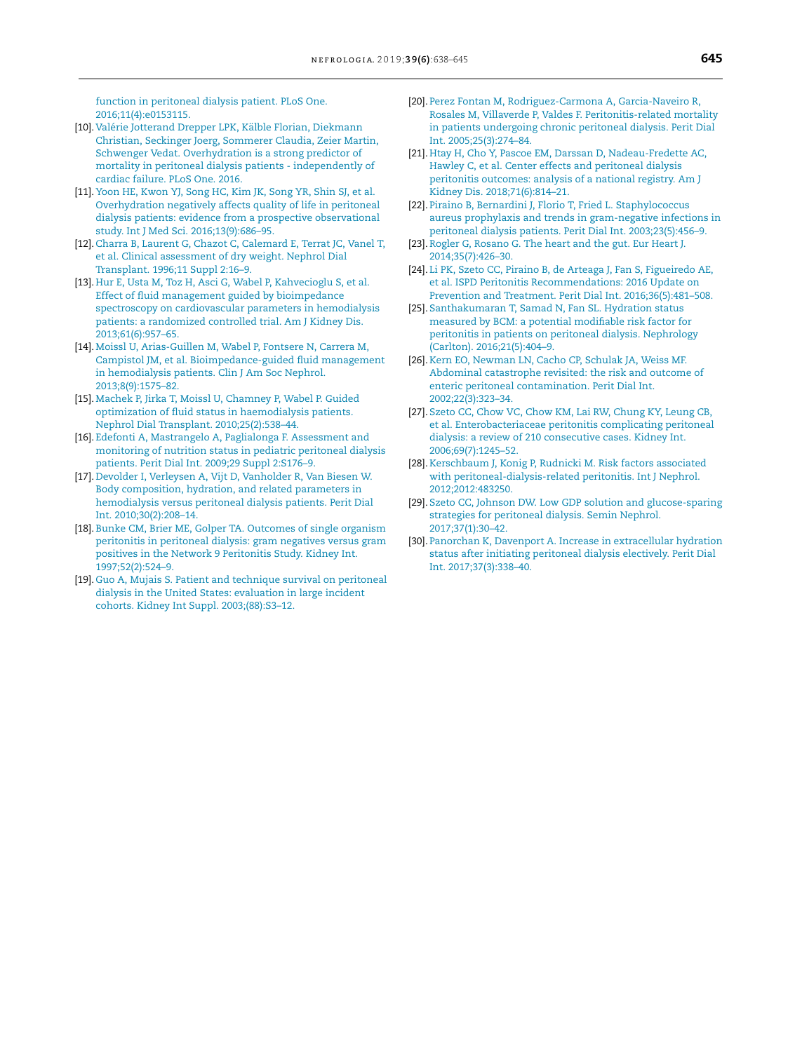function in peritoneal dialysis patient. PLoS One. 2016;11(4):e0153115.

[10]. Valérie Jotterand Drepper LPK, Kälble Florian, Diekmann Christian, Seckinger Joerg, Sommerer Claudia, Zeier Martin, Schwenger Vedat. Overhydration is a strong predictor of mortality in peritoneal dialysis patients - independently of cardiac failure. PLoS One. 2016.

[11]. Yoon HE, Kwon YJ, Song HC, Kim JK, Song YR, Shin SJ, et al. Overhydration negatively affects quality of life in peritoneal dialysis patients: evidence from a prospective observational study. Int J Med Sci. 2016;13(9):686–95.

[12]. Charra B, Laurent G, Chazot C, Calemard E, Terrat JC, Vanel T, et al. Clinical assessment of dry weight. Nephrol Dial Transplant. 1996;11 Suppl 2:16–9.

[13]. Hur E, Usta M, Toz H, Asci G, Wabel P, Kahvecioglu S, et al. Effect of fluid management guided by bioimpedance spectroscopy on cardiovascular parameters in hemodialysis patients: a randomized controlled trial. Am J Kidney Dis. 2013;61(6):957–65.

[14]. Moissl U, Arias-Guillen M, Wabel P, Fontsere N, Carrera M, Campistol JM, et al. Bioimpedance-guided fluid management in hemodialysis patients. Clin J Am Soc Nephrol. 2013;8(9):1575–82.

[15]. Machek P, Jirka T, Moissl U, Chamney P, Wabel P. Guided optimization of fluid status in haemodialysis patients. Nephrol Dial Transplant. 2010;25(2):538–44.

[16]. Edefonti A, Mastrangelo A, Paglialonga F. Assessment and monitoring of nutrition status in pediatric peritoneal dialysis patients. Perit Dial Int. 2009;29 Suppl 2:S176–9.

[17]. Devolder I, Verleysen A, Vijt D, Vanholder R, Van Biesen W. Body composition, hydration, and related parameters in hemodialysis versus peritoneal dialysis patients. Perit Dial Int. 2010;30(2):208–14.

[18]. Bunke CM, Brier ME, Golper TA. Outcomes of single organism peritonitis in peritoneal dialysis: gram negatives versus gram positives in the Network 9 Peritonitis Study. Kidney Int. 1997;52(2):524–9.

[19]. Guo A, Mujais S. Patient and technique survival on peritoneal dialysis in the United States: evaluation in large incident cohorts. Kidney Int Suppl. 2003;(88):S3–12.

[20]. Perez Fontan M, Rodriguez-Carmona A, Garcia-Naveiro R, Rosales M, Villaverde P, Valdes F. Peritonitis-related mortality in patients undergoing chronic peritoneal dialysis. Perit Dial Int. 2005;25(3):274–84.

[21]. Htay H, Cho Y, Pascoe EM, Darssan D, Nadeau-Fredette AC, Hawley C, et al. Center effects and peritoneal dialysis peritonitis outcomes: analysis of a national registry. Am J Kidney Dis. 2018;71(6):814–21.

[22]. Piraino B, Bernardini J, Florio T, Fried L. Staphylococcus aureus prophylaxis and trends in gram-negative infections in peritoneal dialysis patients. Perit Dial Int. 2003;23(5):456–9.

[23]. Rogler G, Rosano G. The heart and the gut. Eur Heart J. 2014;35(7):426–30.

[24]. Li PK, Szeto CC, Piraino B, de Arteaga J, Fan S, Figueiredo AE, et al. ISPD Peritonitis Recommendations: 2016 Update on Prevention and Treatment. Perit Dial Int. 2016;36(5):481–508.

[25]. Santhakumaran T, Samad N, Fan SL. Hydration status measured by BCM: a potential modifiable risk factor for peritonitis in patients on peritoneal dialysis. Nephrology (Carlton). 2016;21(5):404–9.

[26]. Kern EO, Newman LN, Cacho CP, Schulak JA, Weiss MF. Abdominal catastrophe revisited: the risk and outcome of enteric peritoneal contamination. Perit Dial Int. 2002;22(3):323–34.

[27]. Szeto CC, Chow VC, Chow KM, Lai RW, Chung KY, Leung CB, et al. Enterobacteriaceae peritonitis complicating peritoneal dialysis: a review of 210 consecutive cases. Kidney Int. 2006;69(7):1245–52.

[28]. Kerschbaum J, Konig P, Rudnicki M. Risk factors associated with peritoneal-dialysis-related peritonitis. Int J Nephrol. 2012;2012:483250.

[29]. Szeto CC, Johnson DW. Low GDP solution and glucose-sparing strategies for peritoneal dialysis. Semin Nephrol. 2017;37(1):30–42.

[30]. Panorchan K, Davenport A. Increase in extracellular hydration status after initiating peritoneal dialysis electively. Perit Dial Int. 2017;37(3):338–40.